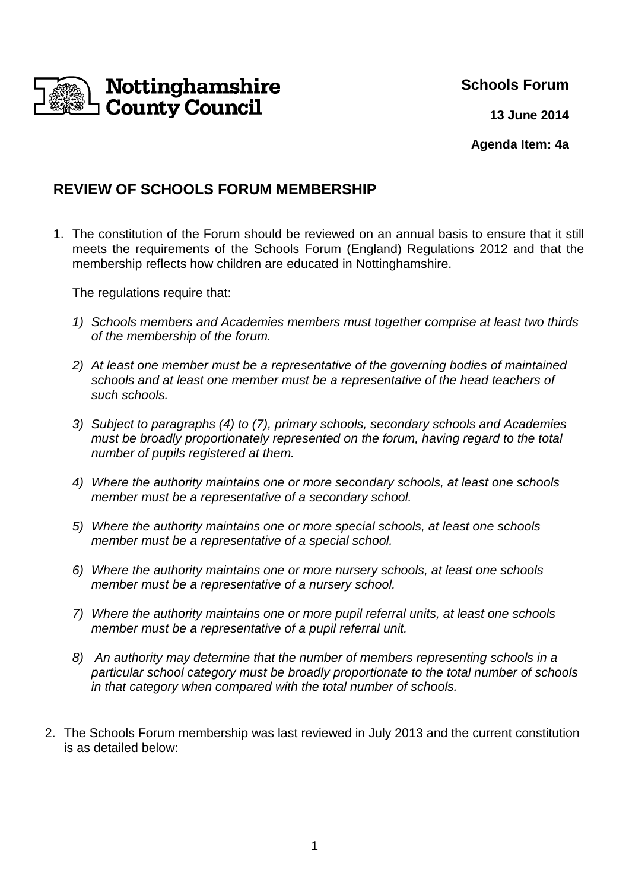Nottinghamshire County Council

**Schools Forum**

**13 June 2014**

**Agenda Item: 4a**

## REVIEW OF SCHOOLS FORUM MEMBERSHIP

1. The constitution of the Forum should be reviewed on an annual basis to ensure that it still meets the requirements of the Schools Forum (England) Regulations 2012 and that the membership reflects how children are educated in Nottinghamshire.

   The regulations require that:

   1) *Schools members and Academies members must together comprise at least two thirds of the membership of the forum.*

   2) *At least one member must be a representative of the governing bodies of maintained schools and at least one member must be a representative of the head teachers of such schools.*

   3) *Subject to paragraphs (4) to (7), primary schools, secondary schools and Academies must be broadly proportionately represented on the forum, having regard to the total number of pupils registered at them.*

   4) *Where the authority maintains one or more secondary schools, at least one schools member must be a representative of a secondary school.*

   5) *Where the authority maintains one or more special schools, at least one schools member must be a representative of a special school.*

   6) *Where the authority maintains one or more nursery schools, at least one schools member must be a representative of a nursery school.*

   7) *Where the authority maintains one or more pupil referral units, at least one schools member must be a representative of a pupil referral unit.*

   8) *An authority may determine that the number of members representing schools in a particular school category must be broadly proportionate to the total number of schools in that category when compared with the total number of schools.*

2. The Schools Forum membership was last reviewed in July 2013 and the current constitution is as detailed below: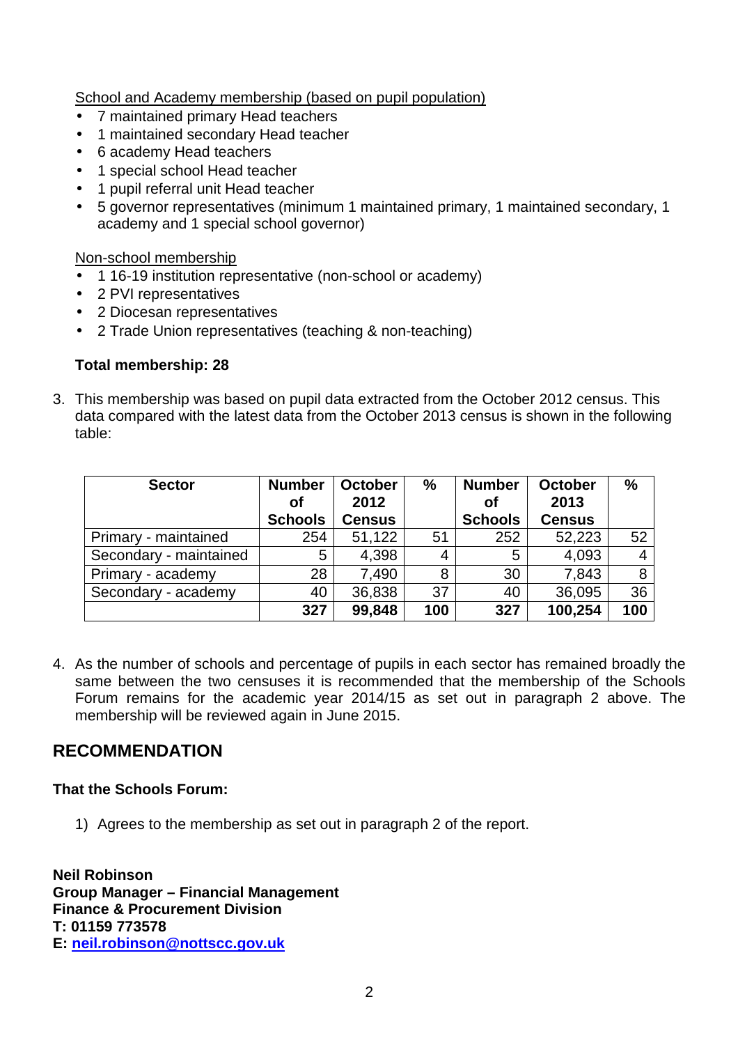School and Academy membership (based on pupil population)

- 7 maintained primary Head teachers
- 1 maintained secondary Head teacher
- 6 academy Head teachers
- 1 special school Head teacher
- 1 pupil referral unit Head teacher
- 5 governor representatives (minimum 1 maintained primary, 1 maintained secondary, 1 academy and 1 special school governor)

Non-school membership

- 1 16-19 institution representative (non-school or academy)
- 2 PVI representatives
- 2 Diocesan representatives
- 2 Trade Union representatives (teaching & non-teaching)

**Total membership: 28**

3. This membership was based on pupil data extracted from the October 2012 census. This data compared with the latest data from the October 2013 census is shown in the following table:

| Sector | Number of Schools | October 2012 Census | % | Number of Schools | October 2013 Census | % |
|---|---|---|---|---|---|---|
| Primary - maintained | 254 | 51,122 | 51 | 252 | 52,223 | 52 |
| Secondary - maintained | 5 | 4,398 | 4 | 5 | 4,093 | 4 |
| Primary - academy | 28 | 7,490 | 8 | 30 | 7,843 | 8 |
| Secondary - academy | 40 | 36,838 | 37 | 40 | 36,095 | 36 |
| | **327** | **99,848** | **100** | **327** | **100,254** | **100** |

4. As the number of schools and percentage of pupils in each sector has remained broadly the same between the two censuses it is recommended that the membership of the Schools Forum remains for the academic year 2014/15 as set out in paragraph 2 above. The membership will be reviewed again in June 2015.

## RECOMMENDATION

**That the Schools Forum:**

1) Agrees to the membership as set out in paragraph 2 of the report.

**Neil Robinson**
**Group Manager – Financial Management**
**Finance & Procurement Division**
**T: 01159 773578**
**E: neil.robinson@nottscc.gov.uk**